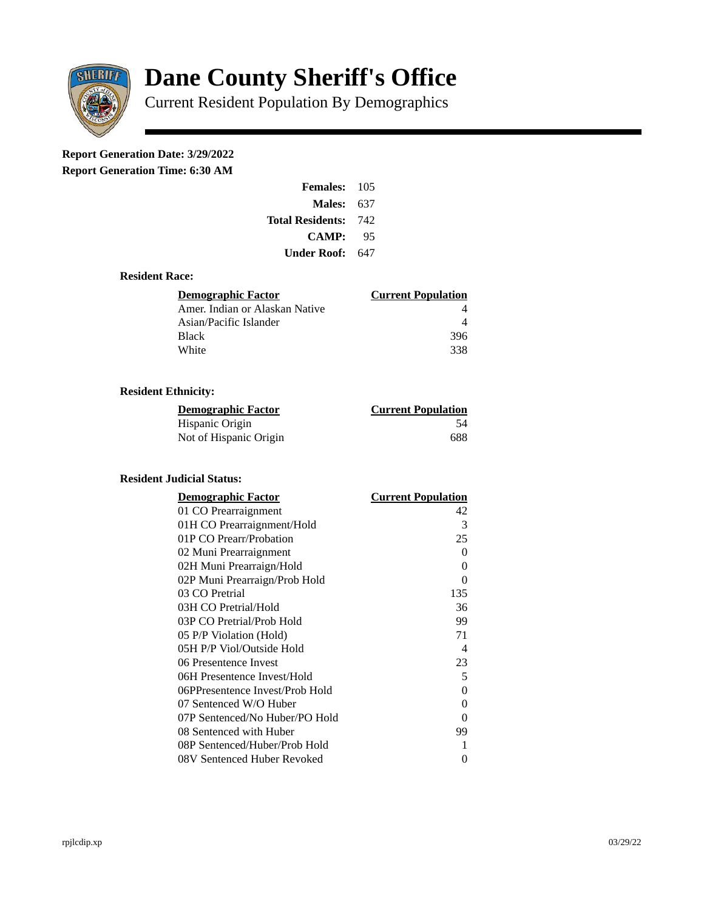# Dane County Sheriff's Office

Current Resident Population By Demographics

**Report Generation Date: 3/29/2022**
**Report Generation Time: 6:30 AM**

| | |
|---|---|
| **Females:** | 105 |
| **Males:** | 637 |
| **Total Residents:** | 742 |
| **CAMP:** | 95 |
| **Under Roof:** | 647 |

### Resident Race:

| Demographic Factor | Current Population |
|---|---|
| Amer. Indian or Alaskan Native | 4 |
| Asian/Pacific Islander | 4 |
| Black | 396 |
| White | 338 |

### Resident Ethnicity:

| Demographic Factor | Current Population |
|---|---|
| Hispanic Origin | 54 |
| Not of Hispanic Origin | 688 |

### Resident Judicial Status:

| Demographic Factor | Current Population |
|---|---|
| 01 CO Prearraignment | 42 |
| 01H CO Prearraignment/Hold | 3 |
| 01P CO Prearr/Probation | 25 |
| 02 Muni Prearraignment | 0 |
| 02H Muni Prearraign/Hold | 0 |
| 02P Muni Prearraign/Prob Hold | 0 |
| 03 CO Pretrial | 135 |
| 03H CO Pretrial/Hold | 36 |
| 03P CO Pretrial/Prob Hold | 99 |
| 05 P/P Violation (Hold) | 71 |
| 05H P/P Viol/Outside Hold | 4 |
| 06 Presentence Invest | 23 |
| 06H Presentence Invest/Hold | 5 |
| 06PPresentence Invest/Prob Hold | 0 |
| 07 Sentenced W/O Huber | 0 |
| 07P Sentenced/No Huber/PO Hold | 0 |
| 08 Sentenced with Huber | 99 |
| 08P Sentenced/Huber/Prob Hold | 1 |
| 08V Sentenced Huber Revoked | 0 |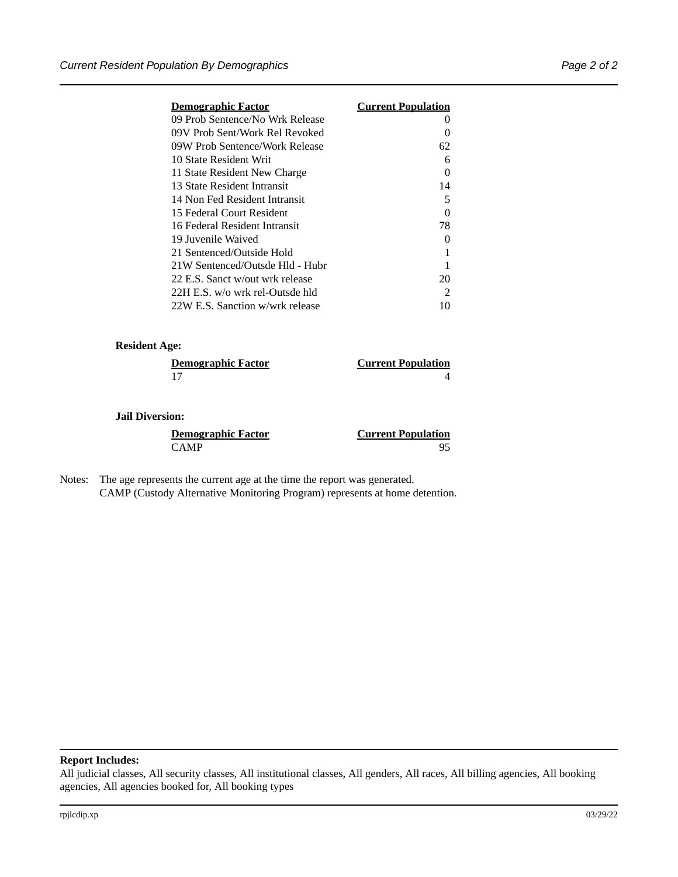| Demographic Factor | Current Population |
|---|---|
| 09 Prob Sentence/No Wrk Release | 0 |
| 09V Prob Sent/Work Rel Revoked | 0 |
| 09W Prob Sentence/Work Release | 62 |
| 10 State Resident Writ | 6 |
| 11 State Resident New Charge | 0 |
| 13 State Resident Intransit | 14 |
| 14 Non Fed Resident Intransit | 5 |
| 15 Federal Court Resident | 0 |
| 16 Federal Resident Intransit | 78 |
| 19 Juvenile Waived | 0 |
| 21 Sentenced/Outside Hold | 1 |
| 21W Sentenced/Outsde Hld - Hubr | 1 |
| 22 E.S. Sanct w/out wrk release | 20 |
| 22H E.S. w/o wrk rel-Outsde hld | 2 |
| 22W E.S. Sanction w/wrk release | 10 |

**Resident Age:**

| Demographic Factor | Current Population |
|---|---|
| 17 | 4 |

**Jail Diversion:**

| Demographic Factor | Current Population |
|---|---|
| CAMP | 95 |

Notes: The age represents the current age at the time the report was generated.
CAMP (Custody Alternative Monitoring Program) represents at home detention.

**Report Includes:**
All judicial classes, All security classes, All institutional classes, All genders, All races, All billing agencies, All booking agencies, All agencies booked for, All booking types